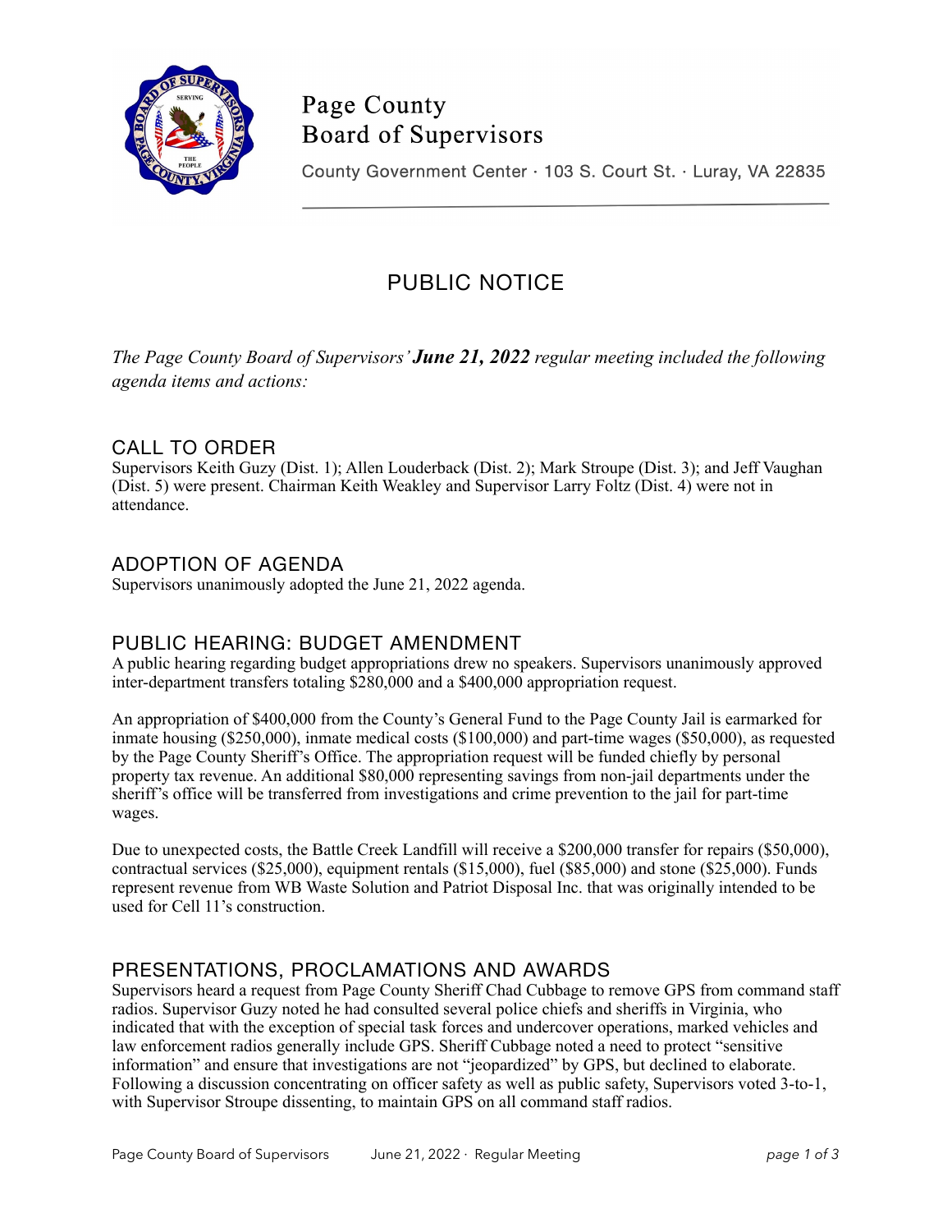# Page County Board of Supervisors

County Government Center · 103 S. Court St. · Luray, VA 22835

## PUBLIC NOTICE

*The Page County Board of Supervisors'* ***June 21, 2022*** *regular meeting included the following agenda items and actions:*

### CALL TO ORDER

Supervisors Keith Guzy (Dist. 1); Allen Louderback (Dist. 2); Mark Stroupe (Dist. 3); and Jeff Vaughan (Dist. 5) were present. Chairman Keith Weakley and Supervisor Larry Foltz (Dist. 4) were not in attendance.

### ADOPTION OF AGENDA

Supervisors unanimously adopted the June 21, 2022 agenda.

### PUBLIC HEARING: BUDGET AMENDMENT

A public hearing regarding budget appropriations drew no speakers. Supervisors unanimously approved inter-department transfers totaling $280,000 and a $400,000 appropriation request.

An appropriation of $400,000 from the County's General Fund to the Page County Jail is earmarked for inmate housing ($250,000), inmate medical costs ($100,000) and part-time wages ($50,000), as requested by the Page County Sheriff's Office. The appropriation request will be funded chiefly by personal property tax revenue. An additional $80,000 representing savings from non-jail departments under the sheriff's office will be transferred from investigations and crime prevention to the jail for part-time wages.

Due to unexpected costs, the Battle Creek Landfill will receive a $200,000 transfer for repairs ($50,000), contractual services ($25,000), equipment rentals ($15,000), fuel ($85,000) and stone ($25,000). Funds represent revenue from WB Waste Solution and Patriot Disposal Inc. that was originally intended to be used for Cell 11's construction.

### PRESENTATIONS, PROCLAMATIONS AND AWARDS

Supervisors heard a request from Page County Sheriff Chad Cubbage to remove GPS from command staff radios. Supervisor Guzy noted he had consulted several police chiefs and sheriffs in Virginia, who indicated that with the exception of special task forces and undercover operations, marked vehicles and law enforcement radios generally include GPS. Sheriff Cubbage noted a need to protect "sensitive information" and ensure that investigations are not "jeopardized" by GPS, but declined to elaborate. Following a discussion concentrating on officer safety as well as public safety, Supervisors voted 3-to-1, with Supervisor Stroupe dissenting, to maintain GPS on all command staff radios.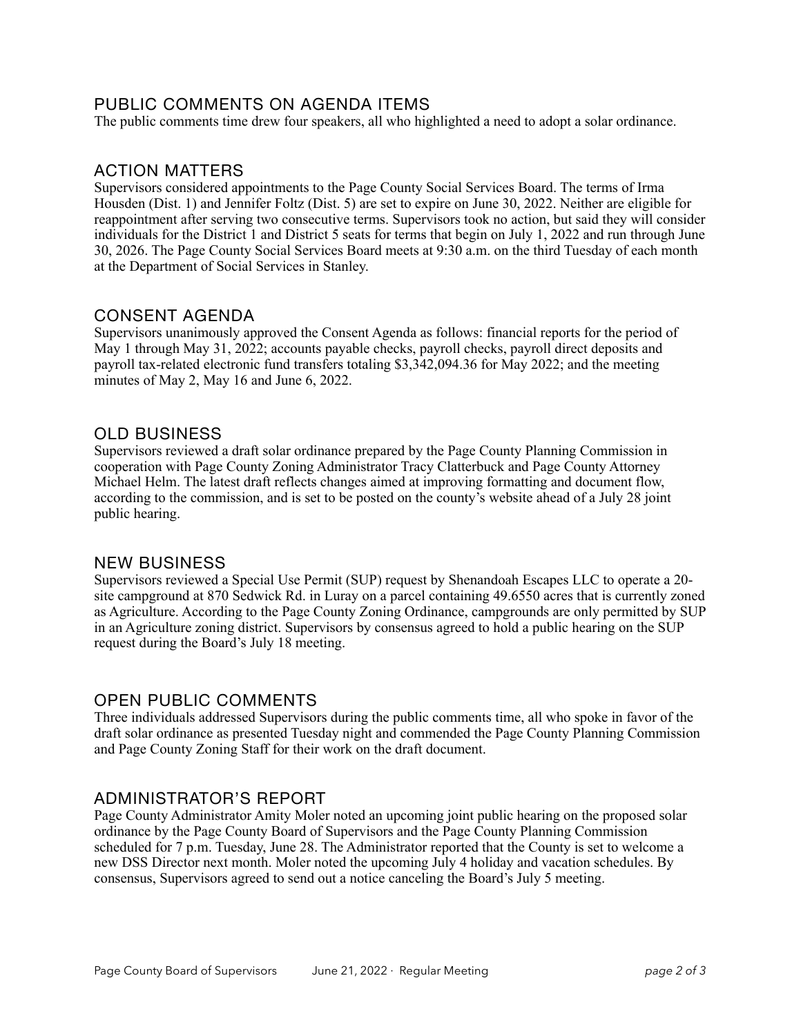## PUBLIC COMMENTS ON AGENDA ITEMS

The public comments time drew four speakers, all who highlighted a need to adopt a solar ordinance.

## ACTION MATTERS

Supervisors considered appointments to the Page County Social Services Board. The terms of Irma Housden (Dist. 1) and Jennifer Foltz (Dist. 5) are set to expire on June 30, 2022. Neither are eligible for reappointment after serving two consecutive terms. Supervisors took no action, but said they will consider individuals for the District 1 and District 5 seats for terms that begin on July 1, 2022 and run through June 30, 2026. The Page County Social Services Board meets at 9:30 a.m. on the third Tuesday of each month at the Department of Social Services in Stanley.

## CONSENT AGENDA

Supervisors unanimously approved the Consent Agenda as follows: financial reports for the period of May 1 through May 31, 2022; accounts payable checks, payroll checks, payroll direct deposits and payroll tax-related electronic fund transfers totaling $3,342,094.36 for May 2022; and the meeting minutes of May 2, May 16 and June 6, 2022.

## OLD BUSINESS

Supervisors reviewed a draft solar ordinance prepared by the Page County Planning Commission in cooperation with Page County Zoning Administrator Tracy Clatterbuck and Page County Attorney Michael Helm. The latest draft reflects changes aimed at improving formatting and document flow, according to the commission, and is set to be posted on the county's website ahead of a July 28 joint public hearing.

## NEW BUSINESS

Supervisors reviewed a Special Use Permit (SUP) request by Shenandoah Escapes LLC to operate a 20-site campground at 870 Sedwick Rd. in Luray on a parcel containing 49.6550 acres that is currently zoned as Agriculture. According to the Page County Zoning Ordinance, campgrounds are only permitted by SUP in an Agriculture zoning district. Supervisors by consensus agreed to hold a public hearing on the SUP request during the Board's July 18 meeting.

## OPEN PUBLIC COMMENTS

Three individuals addressed Supervisors during the public comments time, all who spoke in favor of the draft solar ordinance as presented Tuesday night and commended the Page County Planning Commission and Page County Zoning Staff for their work on the draft document.

## ADMINISTRATOR'S REPORT

Page County Administrator Amity Moler noted an upcoming joint public hearing on the proposed solar ordinance by the Page County Board of Supervisors and the Page County Planning Commission scheduled for 7 p.m. Tuesday, June 28. The Administrator reported that the County is set to welcome a new DSS Director next month. Moler noted the upcoming July 4 holiday and vacation schedules. By consensus, Supervisors agreed to send out a notice canceling the Board's July 5 meeting.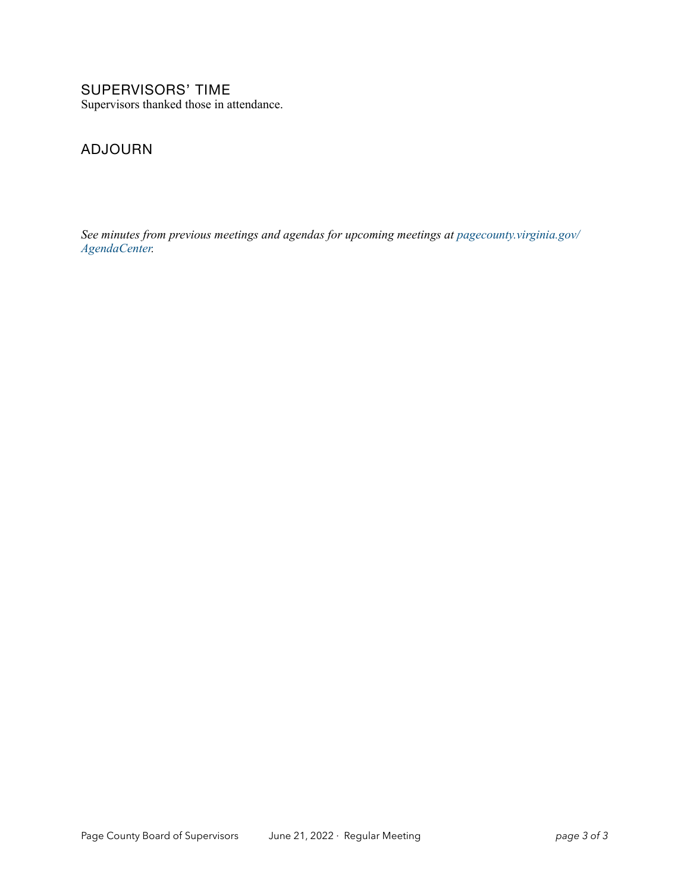## SUPERVISORS' TIME

Supervisors thanked those in attendance.

## ADJOURN

*See minutes from previous meetings and agendas for upcoming meetings at pagecounty.virginia.gov/AgendaCenter.*